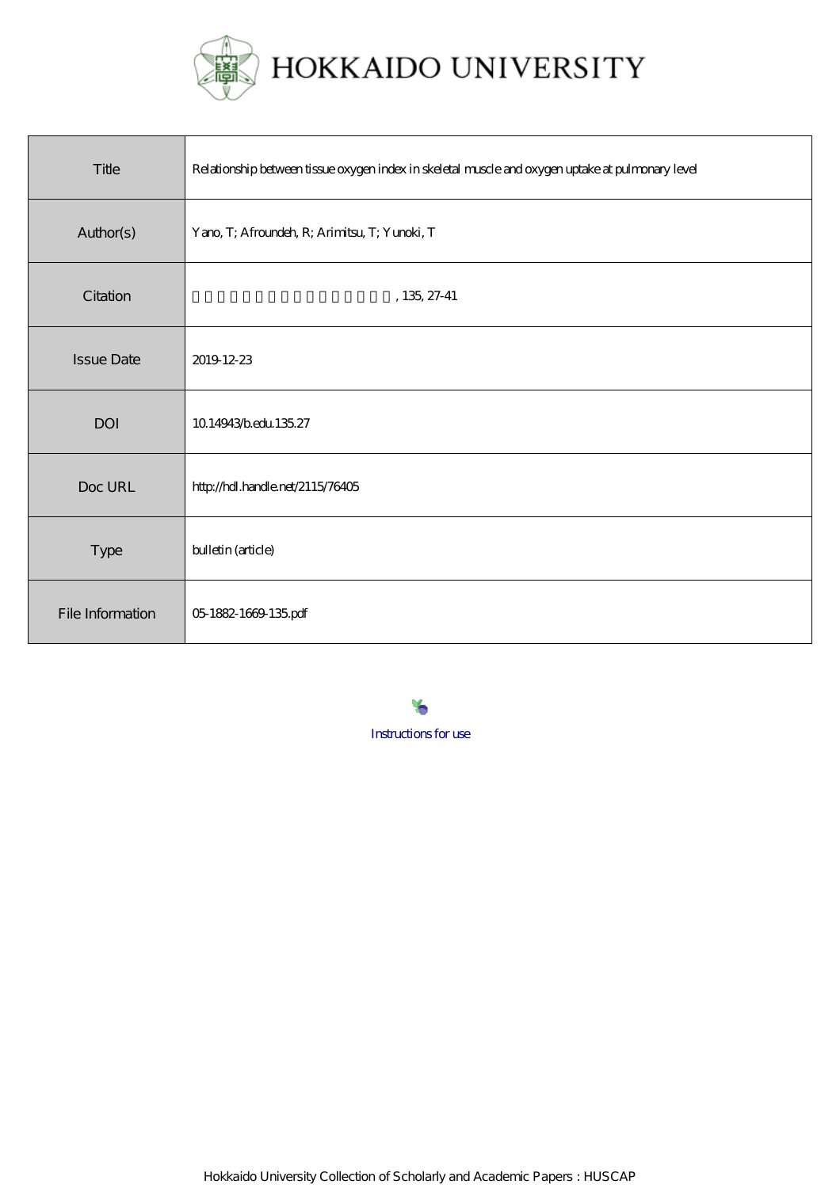HOKKAIDO UNIVERSITY

| | |
|---|---|
| Title | Relationship between tissue oxygen index in skeletal muscle and oxygen uptake at pulmonary level |
| Author(s) | Yano, T; Afroundeh, R; Arimitsu, T; Yunoki, T |
| Citation | 北海道大学大学院教育学研究院紀要, 135, 27-41 |
| Issue Date | 2019-12-23 |
| DOI | 10.14943/b.edu.135.27 |
| Doc URL | http://hdl.handle.net/2115/76405 |
| Type | bulletin (article) |
| File Information | 05-1882-1669-135.pdf |

Instructions for use

Hokkaido University Collection of Scholarly and Academic Papers : HUSCAP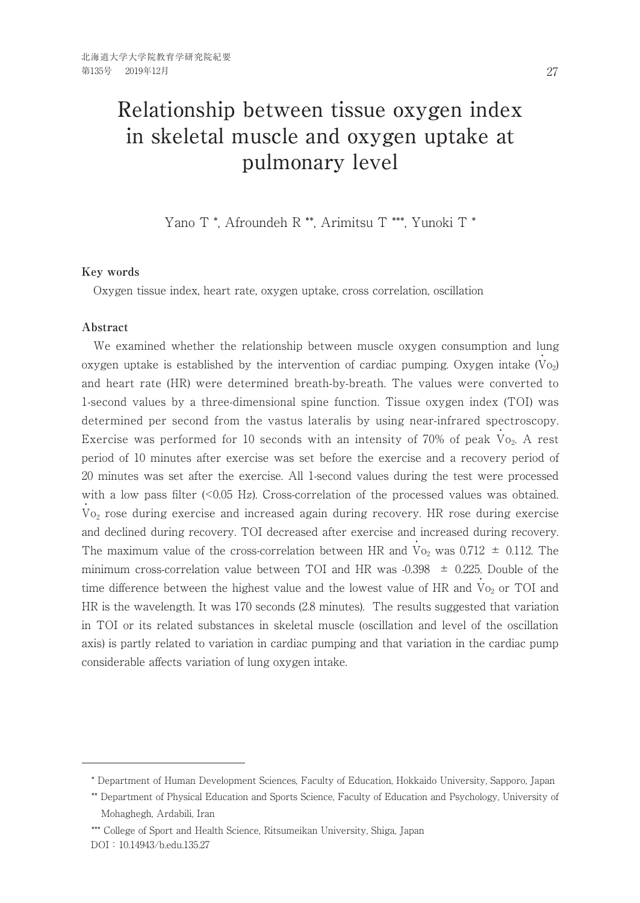# Relationship between tissue oxygen index in skeletal muscle and oxygen uptake at pulmonary level

Yano T [*], Afroundeh R [**], Arimitsu T [***], Yunoki T [*]

### Key words

Oxygen tissue index, heart rate, oxygen uptake, cross correlation, oscillation

### Abstract

We examined whether the relationship between muscle oxygen consumption and lung oxygen uptake is established by the intervention of cardiac pumping. Oxygen intake ($\dot{V}o_2$) and heart rate (HR) were determined breath-by-breath. The values were converted to 1-second values by a three-dimensional spine function. Tissue oxygen index (TOI) was determined per second from the vastus lateralis by using near-infrared spectroscopy. Exercise was performed for 10 seconds with an intensity of 70% of peak $\dot{V}o_2$. A rest period of 10 minutes after exercise was set before the exercise and a recovery period of 20 minutes was set after the exercise. All 1-second values during the test were processed with a low pass filter (<0.05 Hz). Cross-correlation of the processed values was obtained. $\dot{V}o_2$ rose during exercise and increased again during recovery. HR rose during exercise and declined during recovery. TOI decreased after exercise and increased during recovery. The maximum value of the cross-correlation between HR and $\dot{V}o_2$ was 0.712 ± 0.112. The minimum cross-correlation value between TOI and HR was -0.398 ± 0.225. Double of the time difference between the highest value and the lowest value of HR and $\dot{V}o_2$ or TOI and HR is the wavelength. It was 170 seconds (2.8 minutes). The results suggested that variation in TOI or its related substances in skeletal muscle (oscillation and level of the oscillation axis) is partly related to variation in cardiac pumping and that variation in the cardiac pump considerable affects variation of lung oxygen intake.

---

[*] Department of Human Development Sciences, Faculty of Education, Hokkaido University, Sapporo, Japan

[**] Department of Physical Education and Sports Science, Faculty of Education and Psychology, University of Mohaghegh, Ardabili, Iran

[***] College of Sport and Health Science, Ritsumeikan University, Shiga, Japan

DOI：10.14943/b.edu.135.27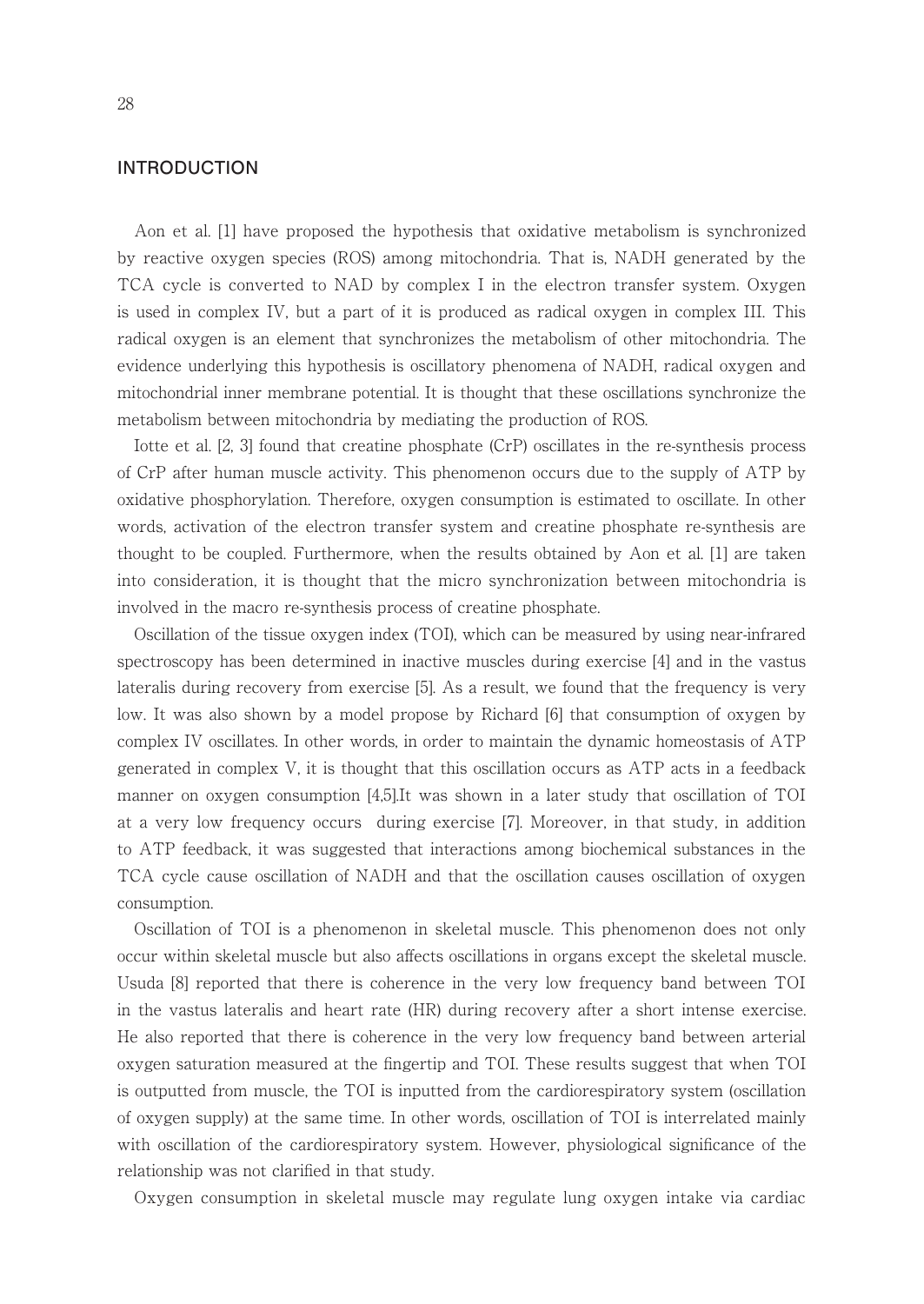## INTRODUCTION

Aon et al. [1] have proposed the hypothesis that oxidative metabolism is synchronized by reactive oxygen species (ROS) among mitochondria. That is, NADH generated by the TCA cycle is converted to NAD by complex I in the electron transfer system. Oxygen is used in complex IV, but a part of it is produced as radical oxygen in complex III. This radical oxygen is an element that synchronizes the metabolism of other mitochondria. The evidence underlying this hypothesis is oscillatory phenomena of NADH, radical oxygen and mitochondrial inner membrane potential. It is thought that these oscillations synchronize the metabolism between mitochondria by mediating the production of ROS.

Iotte et al. [2, 3] found that creatine phosphate (CrP) oscillates in the re-synthesis process of CrP after human muscle activity. This phenomenon occurs due to the supply of ATP by oxidative phosphorylation. Therefore, oxygen consumption is estimated to oscillate. In other words, activation of the electron transfer system and creatine phosphate re-synthesis are thought to be coupled. Furthermore, when the results obtained by Aon et al. [1] are taken into consideration, it is thought that the micro synchronization between mitochondria is involved in the macro re-synthesis process of creatine phosphate.

Oscillation of the tissue oxygen index (TOI), which can be measured by using near-infrared spectroscopy has been determined in inactive muscles during exercise [4] and in the vastus lateralis during recovery from exercise [5]. As a result, we found that the frequency is very low. It was also shown by a model propose by Richard [6] that consumption of oxygen by complex IV oscillates. In other words, in order to maintain the dynamic homeostasis of ATP generated in complex V, it is thought that this oscillation occurs as ATP acts in a feedback manner on oxygen consumption [4,5].It was shown in a later study that oscillation of TOI at a very low frequency occurs during exercise [7]. Moreover, in that study, in addition to ATP feedback, it was suggested that interactions among biochemical substances in the TCA cycle cause oscillation of NADH and that the oscillation causes oscillation of oxygen consumption.

Oscillation of TOI is a phenomenon in skeletal muscle. This phenomenon does not only occur within skeletal muscle but also affects oscillations in organs except the skeletal muscle. Usuda [8] reported that there is coherence in the very low frequency band between TOI in the vastus lateralis and heart rate (HR) during recovery after a short intense exercise. He also reported that there is coherence in the very low frequency band between arterial oxygen saturation measured at the fingertip and TOI. These results suggest that when TOI is outputted from muscle, the TOI is inputted from the cardiorespiratory system (oscillation of oxygen supply) at the same time. In other words, oscillation of TOI is interrelated mainly with oscillation of the cardiorespiratory system. However, physiological significance of the relationship was not clarified in that study.

Oxygen consumption in skeletal muscle may regulate lung oxygen intake via cardiac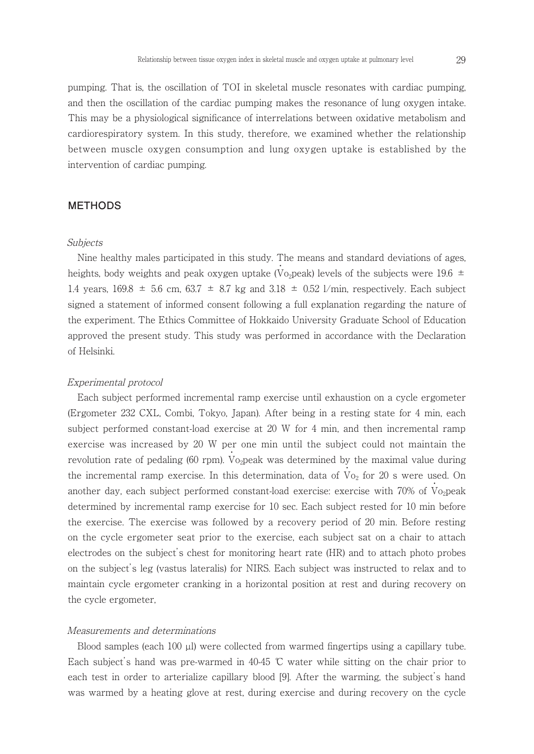pumping. That is, the oscillation of TOI in skeletal muscle resonates with cardiac pumping, and then the oscillation of the cardiac pumping makes the resonance of lung oxygen intake. This may be a physiological significance of interrelations between oxidative metabolism and cardiorespiratory system. In this study, therefore, we examined whether the relationship between muscle oxygen consumption and lung oxygen uptake is established by the intervention of cardiac pumping.

## METHODS

### *Subjects*

Nine healthy males participated in this study. The means and standard deviations of ages, heights, body weights and peak oxygen uptake ($\dot{V}o_2$peak) levels of the subjects were 19.6 ± 1.4 years, 169.8 ± 5.6 cm, 63.7 ± 8.7 kg and 3.18 ± 0.52 l/min, respectively. Each subject signed a statement of informed consent following a full explanation regarding the nature of the experiment. The Ethics Committee of Hokkaido University Graduate School of Education approved the present study. This study was performed in accordance with the Declaration of Helsinki.

### *Experimental protocol*

Each subject performed incremental ramp exercise until exhaustion on a cycle ergometer (Ergometer 232 CXL, Combi, Tokyo, Japan). After being in a resting state for 4 min, each subject performed constant-load exercise at 20 W for 4 min, and then incremental ramp exercise was increased by 20 W per one min until the subject could not maintain the revolution rate of pedaling (60 rpm). $\dot{V}o_2$peak was determined by the maximal value during the incremental ramp exercise. In this determination, data of $\dot{V}o_2$ for 20 s were used. On another day, each subject performed constant-load exercise: exercise with 70% of $\dot{V}o_2$peak determined by incremental ramp exercise for 10 sec. Each subject rested for 10 min before the exercise. The exercise was followed by a recovery period of 20 min. Before resting on the cycle ergometer seat prior to the exercise, each subject sat on a chair to attach electrodes on the subject's chest for monitoring heart rate (HR) and to attach photo probes on the subject's leg (vastus lateralis) for NIRS. Each subject was instructed to relax and to maintain cycle ergometer cranking in a horizontal position at rest and during recovery on the cycle ergometer,

### *Measurements and determinations*

Blood samples (each 100 μl) were collected from warmed fingertips using a capillary tube. Each subject's hand was pre-warmed in 40-45 ℃ water while sitting on the chair prior to each test in order to arterialize capillary blood [9]. After the warming, the subject's hand was warmed by a heating glove at rest, during exercise and during recovery on the cycle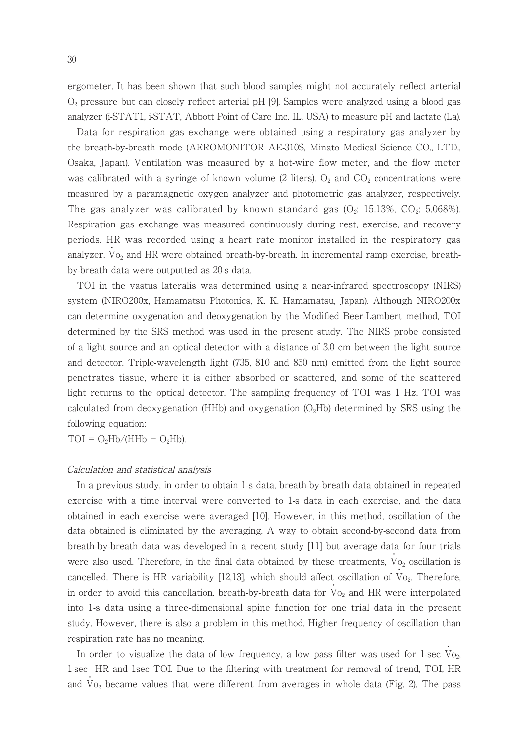ergometer. It has been shown that such blood samples might not accurately reflect arterial $O_2$ pressure but can closely reflect arterial pH [9]. Samples were analyzed using a blood gas analyzer (i-STAT1, i-STAT, Abbott Point of Care Inc. IL, USA) to measure pH and lactate (La).

Data for respiration gas exchange were obtained using a respiratory gas analyzer by the breath-by-breath mode (AEROMONITOR AE-310S, Minato Medical Science CO., LTD., Osaka, Japan). Ventilation was measured by a hot-wire flow meter, and the flow meter was calibrated with a syringe of known volume (2 liters). $O_2$ and $CO_2$ concentrations were measured by a paramagnetic oxygen analyzer and photometric gas analyzer, respectively. The gas analyzer was calibrated by known standard gas ($O_2$: 15.13%, $CO_2$: 5.068%). Respiration gas exchange was measured continuously during rest, exercise, and recovery periods. HR was recorded using a heart rate monitor installed in the respiratory gas analyzer. $\dot{V}o_2$ and HR were obtained breath-by-breath. In incremental ramp exercise, breath-by-breath data were outputted as 20-s data.

TOI in the vastus lateralis was determined using a near-infrared spectroscopy (NIRS) system (NIRO200x, Hamamatsu Photonics, K. K. Hamamatsu, Japan). Although NIRO200x can determine oxygenation and deoxygenation by the Modified Beer-Lambert method, TOI determined by the SRS method was used in the present study. The NIRS probe consisted of a light source and an optical detector with a distance of 3.0 cm between the light source and detector. Triple-wavelength light (735, 810 and 850 nm) emitted from the light source penetrates tissue, where it is either absorbed or scattered, and some of the scattered light returns to the optical detector. The sampling frequency of TOI was 1 Hz. TOI was calculated from deoxygenation (HHb) and oxygenation ($O_2$Hb) determined by SRS using the following equation:

$$\mathrm{TOI} = \mathrm{O_2Hb}/(\mathrm{HHb} + \mathrm{O_2Hb}).$$

*Calculation and statistical analysis*

In a previous study, in order to obtain 1-s data, breath-by-breath data obtained in repeated exercise with a time interval were converted to 1-s data in each exercise, and the data obtained in each exercise were averaged [10]. However, in this method, oscillation of the data obtained is eliminated by the averaging. A way to obtain second-by-second data from breath-by-breath data was developed in a recent study [11] but average data for four trials were also used. Therefore, in the final data obtained by these treatments, $\dot{V}o_2$ oscillation is cancelled. There is HR variability [12,13], which should affect oscillation of $\dot{V}o_2$. Therefore, in order to avoid this cancellation, breath-by-breath data for $\dot{V}o_2$ and HR were interpolated into 1-s data using a three-dimensional spine function for one trial data in the present study. However, there is also a problem in this method. Higher frequency of oscillation than respiration rate has no meaning.

In order to visualize the data of low frequency, a low pass filter was used for 1-sec $\dot{V}o_2$, 1-sec HR and 1sec TOI. Due to the filtering with treatment for removal of trend, TOI, HR and $\dot{V}o_2$ became values that were different from averages in whole data (Fig. 2). The pass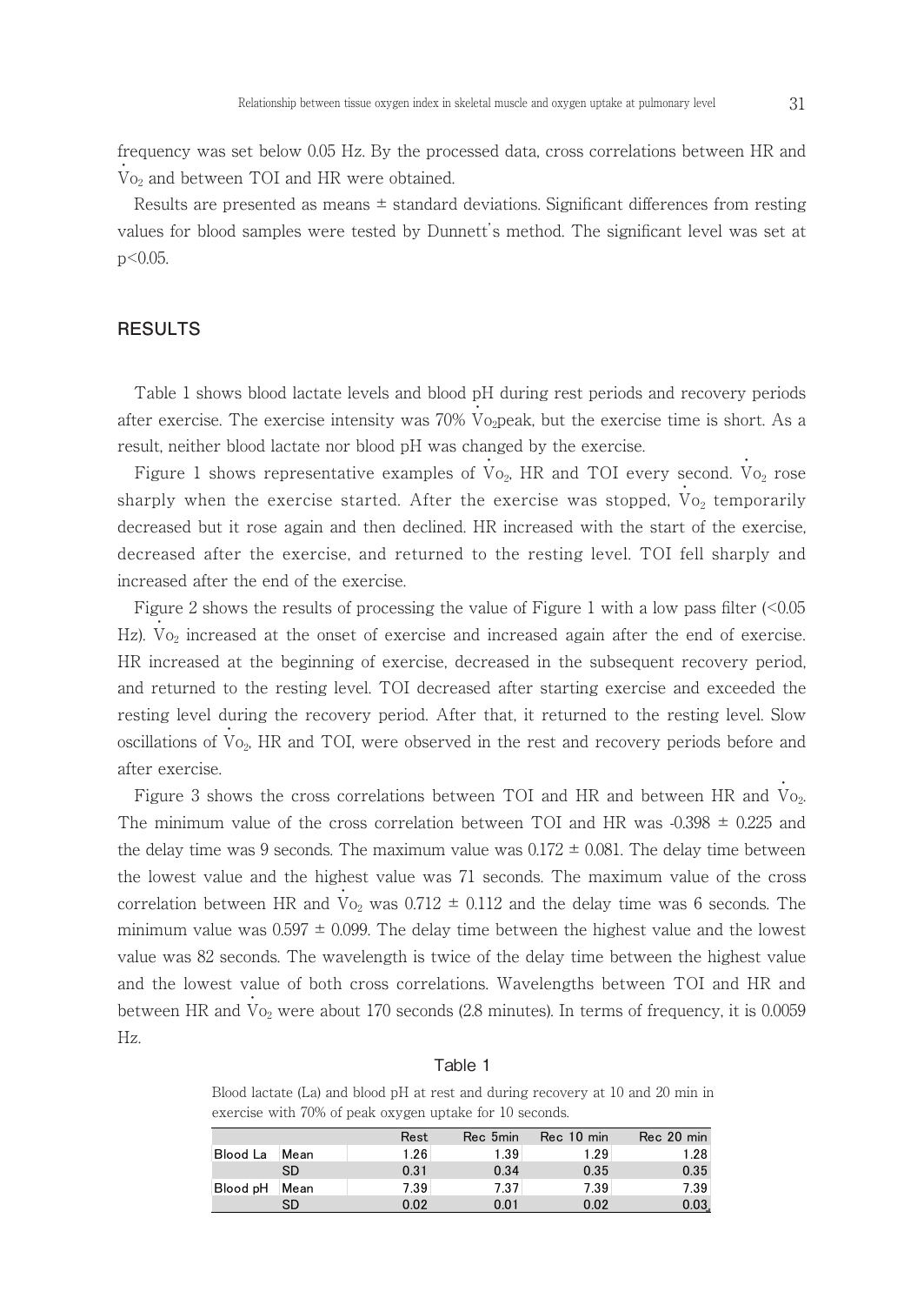frequency was set below 0.05 Hz. By the processed data, cross correlations between HR and $\dot{V}O_2$ and between TOI and HR were obtained.

Results are presented as means ± standard deviations. Significant differences from resting values for blood samples were tested by Dunnett's method. The significant level was set at $p<0.05$.

## RESULTS

Table 1 shows blood lactate levels and blood pH during rest periods and recovery periods after exercise. The exercise intensity was 70% $\dot{V}O_2$peak, but the exercise time is short. As a result, neither blood lactate nor blood pH was changed by the exercise.

Figure 1 shows representative examples of $\dot{V}O_2$, HR and TOI every second. $\dot{V}O_2$ rose sharply when the exercise started. After the exercise was stopped, $\dot{V}O_2$ temporarily decreased but it rose again and then declined. HR increased with the start of the exercise, decreased after the exercise, and returned to the resting level. TOI fell sharply and increased after the end of the exercise.

Figure 2 shows the results of processing the value of Figure 1 with a low pass filter (<0.05 Hz). $\dot{V}O_2$ increased at the onset of exercise and increased again after the end of exercise. HR increased at the beginning of exercise, decreased in the subsequent recovery period, and returned to the resting level. TOI decreased after starting exercise and exceeded the resting level during the recovery period. After that, it returned to the resting level. Slow oscillations of $\dot{V}O_2$, HR and TOI, were observed in the rest and recovery periods before and after exercise.

Figure 3 shows the cross correlations between TOI and HR and between HR and $\dot{V}O_2$. The minimum value of the cross correlation between TOI and HR was -0.398 ± 0.225 and the delay time was 9 seconds. The maximum value was 0.172 ± 0.081. The delay time between the lowest value and the highest value was 71 seconds. The maximum value of the cross correlation between HR and $\dot{V}O_2$ was 0.712 ± 0.112 and the delay time was 6 seconds. The minimum value was 0.597 ± 0.099. The delay time between the highest value and the lowest value was 82 seconds. The wavelength is twice of the delay time between the highest value and the lowest value of both cross correlations. Wavelengths between TOI and HR and between HR and $\dot{V}O_2$ were about 170 seconds (2.8 minutes). In terms of frequency, it is 0.0059 Hz.

Table 1

Blood lactate (La) and blood pH at rest and during recovery at 10 and 20 min in exercise with 70% of peak oxygen uptake for 10 seconds.

| | | Rest | Rec 5min | Rec 10 min | Rec 20 min |
|---|---|---|---|---|---|
| Blood La | Mean | 1.26 | 1.39 | 1.29 | 1.28 |
| | SD | 0.31 | 0.34 | 0.35 | 0.35 |
| Blood pH | Mean | 7.39 | 7.37 | 7.39 | 7.39 |
| | SD | 0.02 | 0.01 | 0.02 | 0.03 |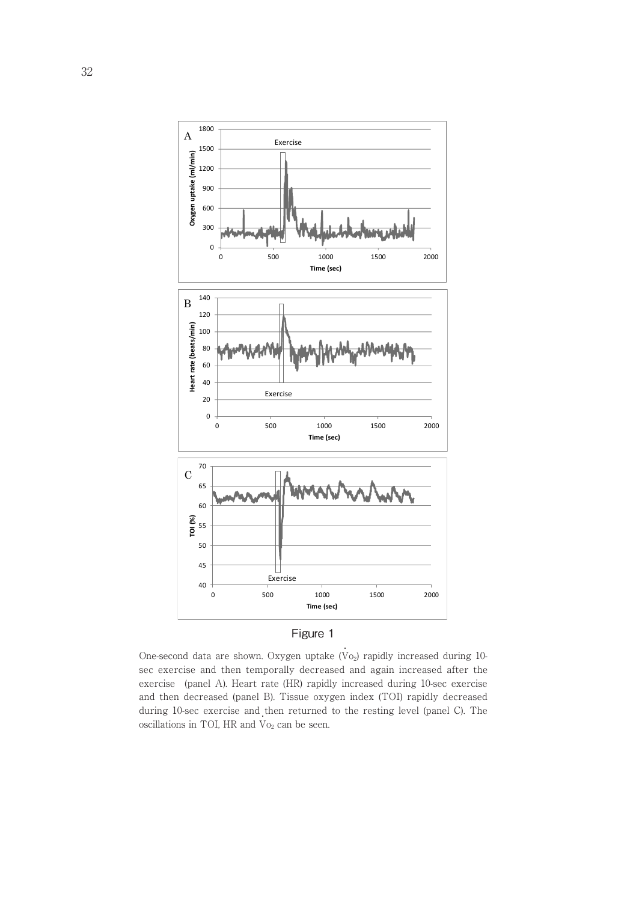Figure 1

One-second data are shown. Oxygen uptake ($\dot{V}O_2$) rapidly increased during 10-sec exercise and then temporally decreased and again increased after the exercise (panel A). Heart rate (HR) rapidly increased during 10-sec exercise and then decreased (panel B). Tissue oxygen index (TOI) rapidly decreased during 10-sec exercise and then returned to the resting level (panel C). The oscillations in TOI, HR and $\dot{V}O_2$ can be seen.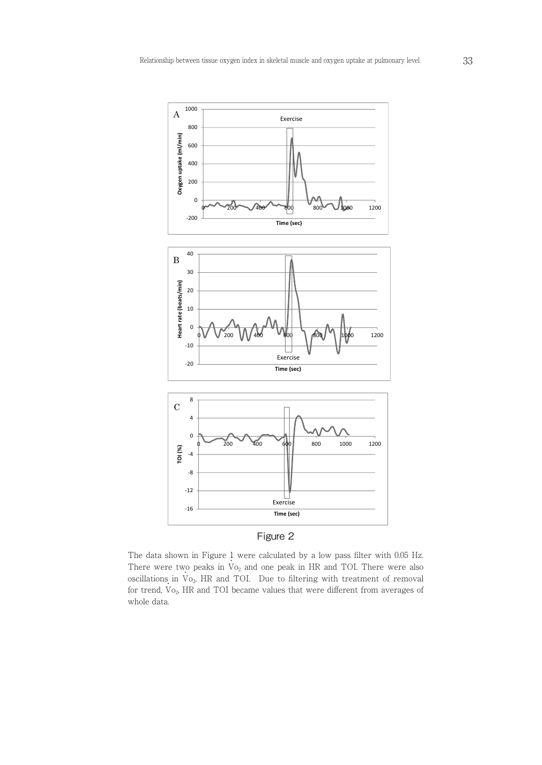Figure 2

The data shown in Figure 1 were calculated by a low pass filter with 0.05 Hz. There were two peaks in $\dot{V}O_2$ and one peak in HR and TOI. There were also oscillations in $\dot{V}O_2$, HR and TOI. Due to filtering with treatment of removal for trend, $\dot{V}O_2$, HR and TOI became values that were different from averages of whole data.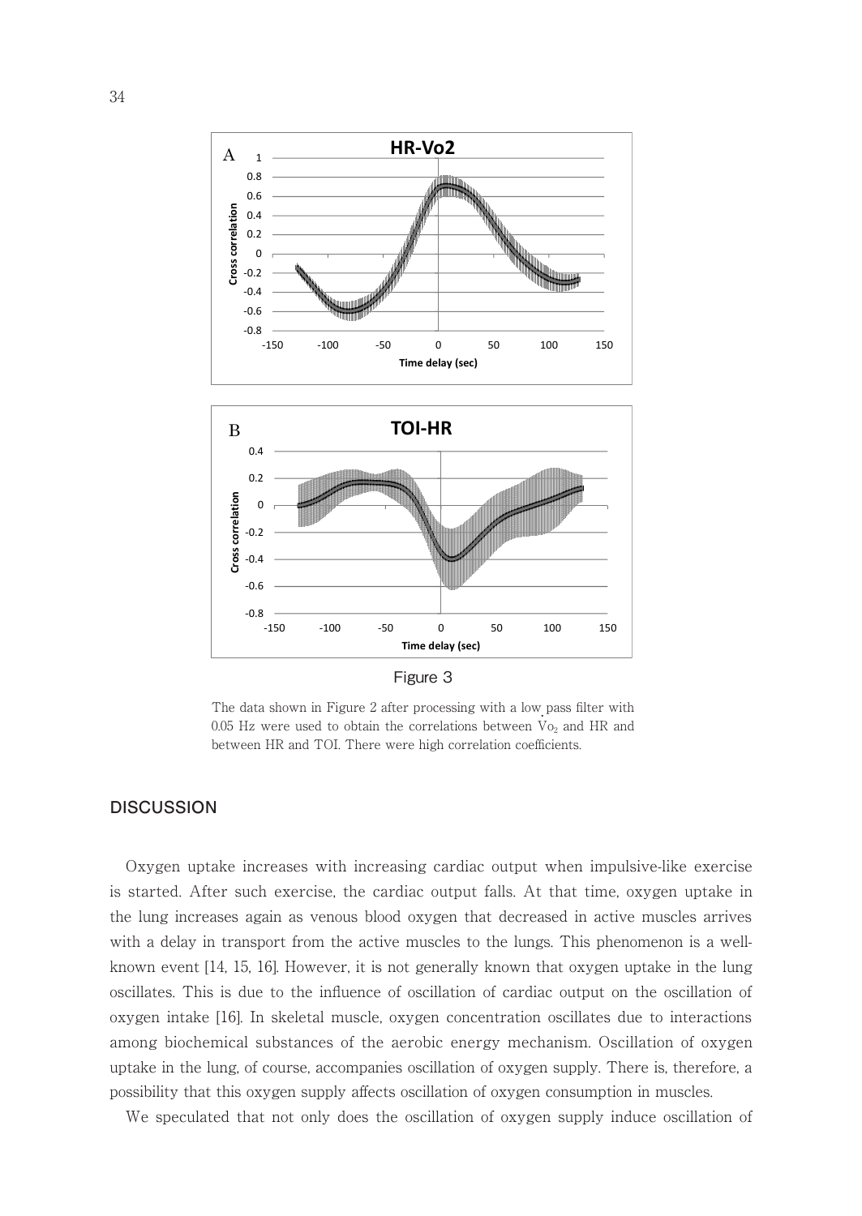Figure 3

The data shown in Figure 2 after processing with a low pass filter with 0.05 Hz were used to obtain the correlations between $\dot{V}o_2$ and HR and between HR and TOI. There were high correlation coefficients.

## DISCUSSION

Oxygen uptake increases with increasing cardiac output when impulsive-like exercise is started. After such exercise, the cardiac output falls. At that time, oxygen uptake in the lung increases again as venous blood oxygen that decreased in active muscles arrives with a delay in transport from the active muscles to the lungs. This phenomenon is a well-known event [14, 15, 16]. However, it is not generally known that oxygen uptake in the lung oscillates. This is due to the influence of oscillation of cardiac output on the oscillation of oxygen intake [16]. In skeletal muscle, oxygen concentration oscillates due to interactions among biochemical substances of the aerobic energy mechanism. Oscillation of oxygen uptake in the lung, of course, accompanies oscillation of oxygen supply. There is, therefore, a possibility that this oxygen supply affects oscillation of oxygen consumption in muscles.

We speculated that not only does the oscillation of oxygen supply induce oscillation of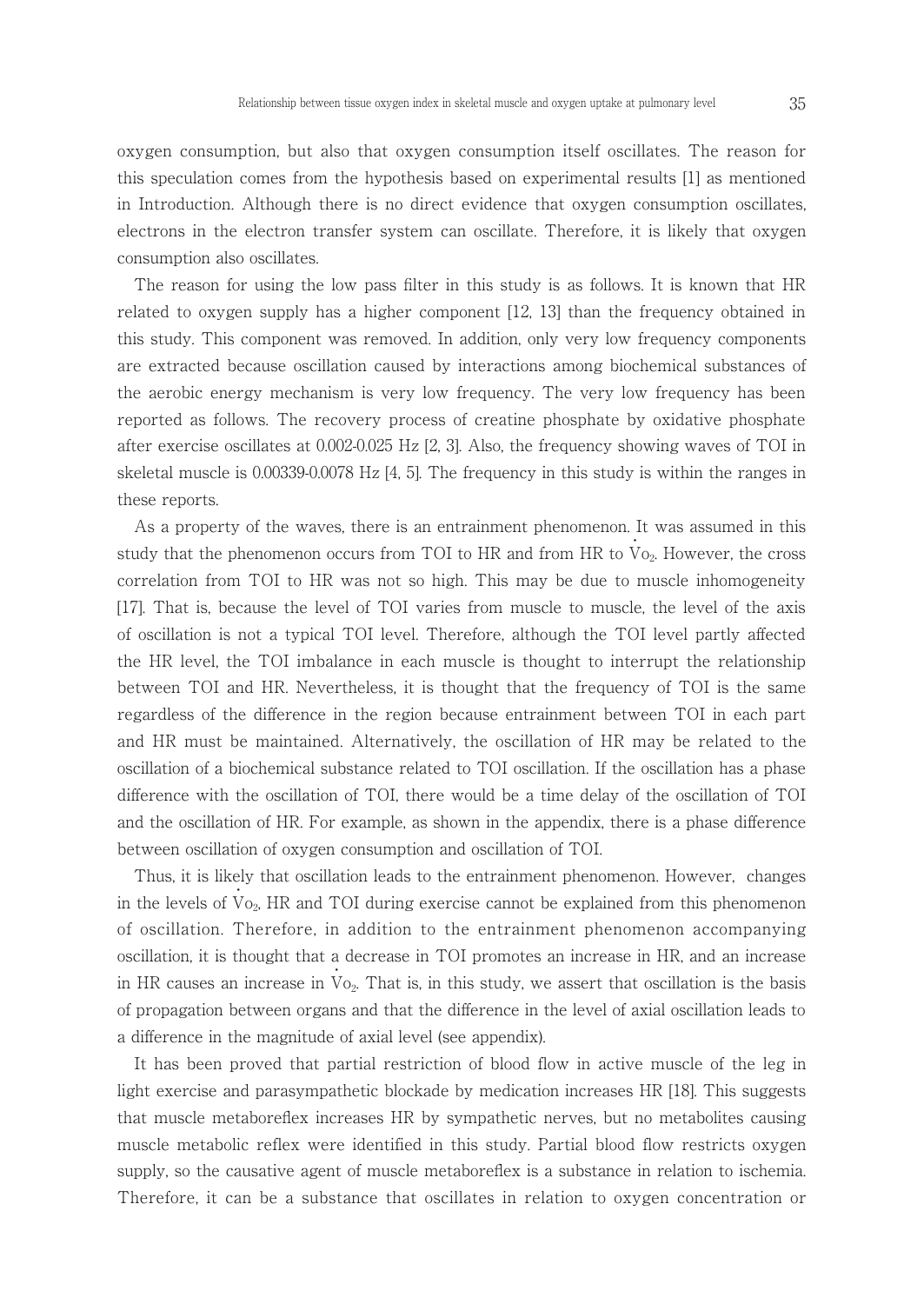oxygen consumption, but also that oxygen consumption itself oscillates. The reason for this speculation comes from the hypothesis based on experimental results [1] as mentioned in Introduction. Although there is no direct evidence that oxygen consumption oscillates, electrons in the electron transfer system can oscillate. Therefore, it is likely that oxygen consumption also oscillates.

The reason for using the low pass filter in this study is as follows. It is known that HR related to oxygen supply has a higher component [12, 13] than the frequency obtained in this study. This component was removed. In addition, only very low frequency components are extracted because oscillation caused by interactions among biochemical substances of the aerobic energy mechanism is very low frequency. The very low frequency has been reported as follows. The recovery process of creatine phosphate by oxidative phosphate after exercise oscillates at 0.002-0.025 Hz [2, 3]. Also, the frequency showing waves of TOI in skeletal muscle is 0.00339-0.0078 Hz [4, 5]. The frequency in this study is within the ranges in these reports.

As a property of the waves, there is an entrainment phenomenon. It was assumed in this study that the phenomenon occurs from TOI to HR and from HR to $\dot{V}O_2$. However, the cross correlation from TOI to HR was not so high. This may be due to muscle inhomogeneity [17]. That is, because the level of TOI varies from muscle to muscle, the level of the axis of oscillation is not a typical TOI level. Therefore, although the TOI level partly affected the HR level, the TOI imbalance in each muscle is thought to interrupt the relationship between TOI and HR. Nevertheless, it is thought that the frequency of TOI is the same regardless of the difference in the region because entrainment between TOI in each part and HR must be maintained. Alternatively, the oscillation of HR may be related to the oscillation of a biochemical substance related to TOI oscillation. If the oscillation has a phase difference with the oscillation of TOI, there would be a time delay of the oscillation of TOI and the oscillation of HR. For example, as shown in the appendix, there is a phase difference between oscillation of oxygen consumption and oscillation of TOI.

Thus, it is likely that oscillation leads to the entrainment phenomenon. However, changes in the levels of $\dot{V}O_2$, HR and TOI during exercise cannot be explained from this phenomenon of oscillation. Therefore, in addition to the entrainment phenomenon accompanying oscillation, it is thought that a decrease in TOI promotes an increase in HR, and an increase in HR causes an increase in $\dot{V}O_2$. That is, in this study, we assert that oscillation is the basis of propagation between organs and that the difference in the level of axial oscillation leads to a difference in the magnitude of axial level (see appendix).

It has been proved that partial restriction of blood flow in active muscle of the leg in light exercise and parasympathetic blockade by medication increases HR [18]. This suggests that muscle metaboreflex increases HR by sympathetic nerves, but no metabolites causing muscle metabolic reflex were identified in this study. Partial blood flow restricts oxygen supply, so the causative agent of muscle metaboreflex is a substance in relation to ischemia. Therefore, it can be a substance that oscillates in relation to oxygen concentration or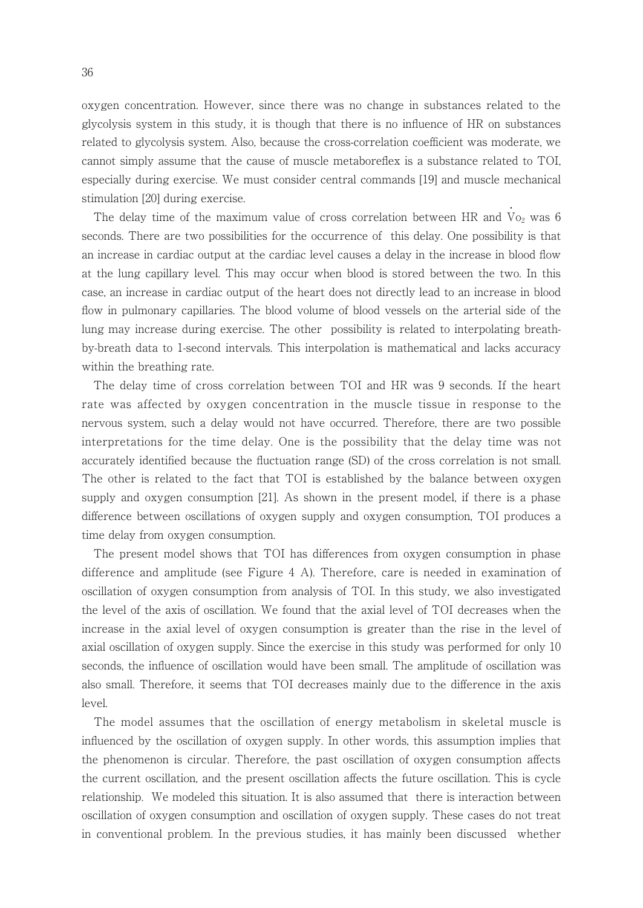oxygen concentration. However, since there was no change in substances related to the glycolysis system in this study, it is though that there is no influence of HR on substances related to glycolysis system. Also, because the cross-correlation coefficient was moderate, we cannot simply assume that the cause of muscle metaboreflex is a substance related to TOI, especially during exercise. We must consider central commands [19] and muscle mechanical stimulation [20] during exercise.

The delay time of the maximum value of cross correlation between HR and $\dot{V}o_2$ was 6 seconds. There are two possibilities for the occurrence of this delay. One possibility is that an increase in cardiac output at the cardiac level causes a delay in the increase in blood flow at the lung capillary level. This may occur when blood is stored between the two. In this case, an increase in cardiac output of the heart does not directly lead to an increase in blood flow in pulmonary capillaries. The blood volume of blood vessels on the arterial side of the lung may increase during exercise. The other possibility is related to interpolating breath-by-breath data to 1-second intervals. This interpolation is mathematical and lacks accuracy within the breathing rate.

The delay time of cross correlation between TOI and HR was 9 seconds. If the heart rate was affected by oxygen concentration in the muscle tissue in response to the nervous system, such a delay would not have occurred. Therefore, there are two possible interpretations for the time delay. One is the possibility that the delay time was not accurately identified because the fluctuation range (SD) of the cross correlation is not small. The other is related to the fact that TOI is established by the balance between oxygen supply and oxygen consumption [21]. As shown in the present model, if there is a phase difference between oscillations of oxygen supply and oxygen consumption, TOI produces a time delay from oxygen consumption.

The present model shows that TOI has differences from oxygen consumption in phase difference and amplitude (see Figure 4 A). Therefore, care is needed in examination of oscillation of oxygen consumption from analysis of TOI. In this study, we also investigated the level of the axis of oscillation. We found that the axial level of TOI decreases when the increase in the axial level of oxygen consumption is greater than the rise in the level of axial oscillation of oxygen supply. Since the exercise in this study was performed for only 10 seconds, the influence of oscillation would have been small. The amplitude of oscillation was also small. Therefore, it seems that TOI decreases mainly due to the difference in the axis level.

The model assumes that the oscillation of energy metabolism in skeletal muscle is influenced by the oscillation of oxygen supply. In other words, this assumption implies that the phenomenon is circular. Therefore, the past oscillation of oxygen consumption affects the current oscillation, and the present oscillation affects the future oscillation. This is cycle relationship. We modeled this situation. It is also assumed that there is interaction between oscillation of oxygen consumption and oscillation of oxygen supply. These cases do not treat in conventional problem. In the previous studies, it has mainly been discussed whether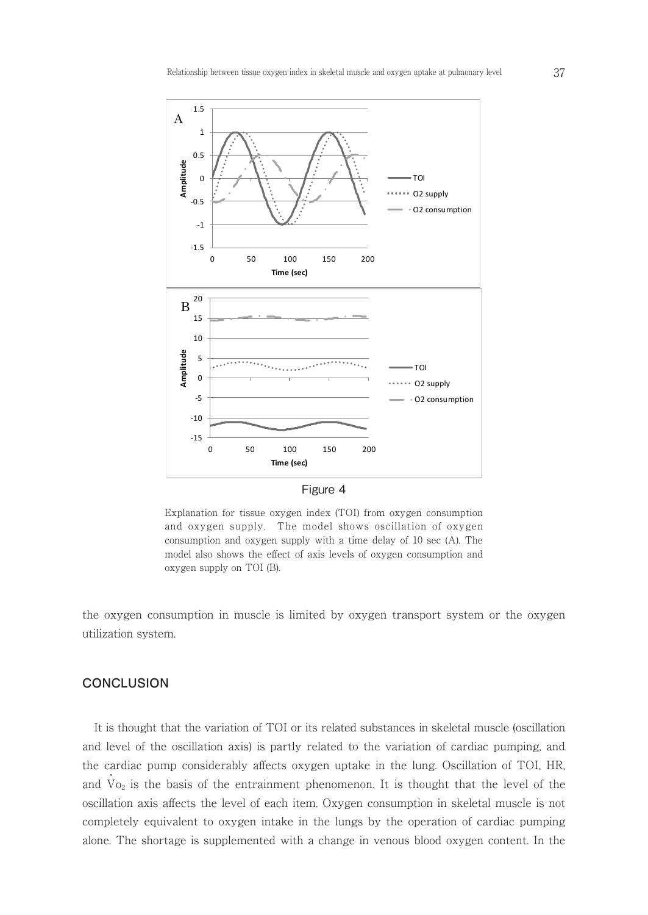Figure 4

Explanation for tissue oxygen index (TOI) from oxygen consumption and oxygen supply. The model shows oscillation of oxygen consumption and oxygen supply with a time delay of 10 sec (A). The model also shows the effect of axis levels of oxygen consumption and oxygen supply on TOI (B).

the oxygen consumption in muscle is limited by oxygen transport system or the oxygen utilization system.

## CONCLUSION

It is thought that the variation of TOI or its related substances in skeletal muscle (oscillation and level of the oscillation axis) is partly related to the variation of cardiac pumping, and the cardiac pump considerably affects oxygen uptake in the lung. Oscillation of TOI, HR, and $\dot{V}O_2$ is the basis of the entrainment phenomenon. It is thought that the level of the oscillation axis affects the level of each item. Oxygen consumption in skeletal muscle is not completely equivalent to oxygen intake in the lungs by the operation of cardiac pumping alone. The shortage is supplemented with a change in venous blood oxygen content. In the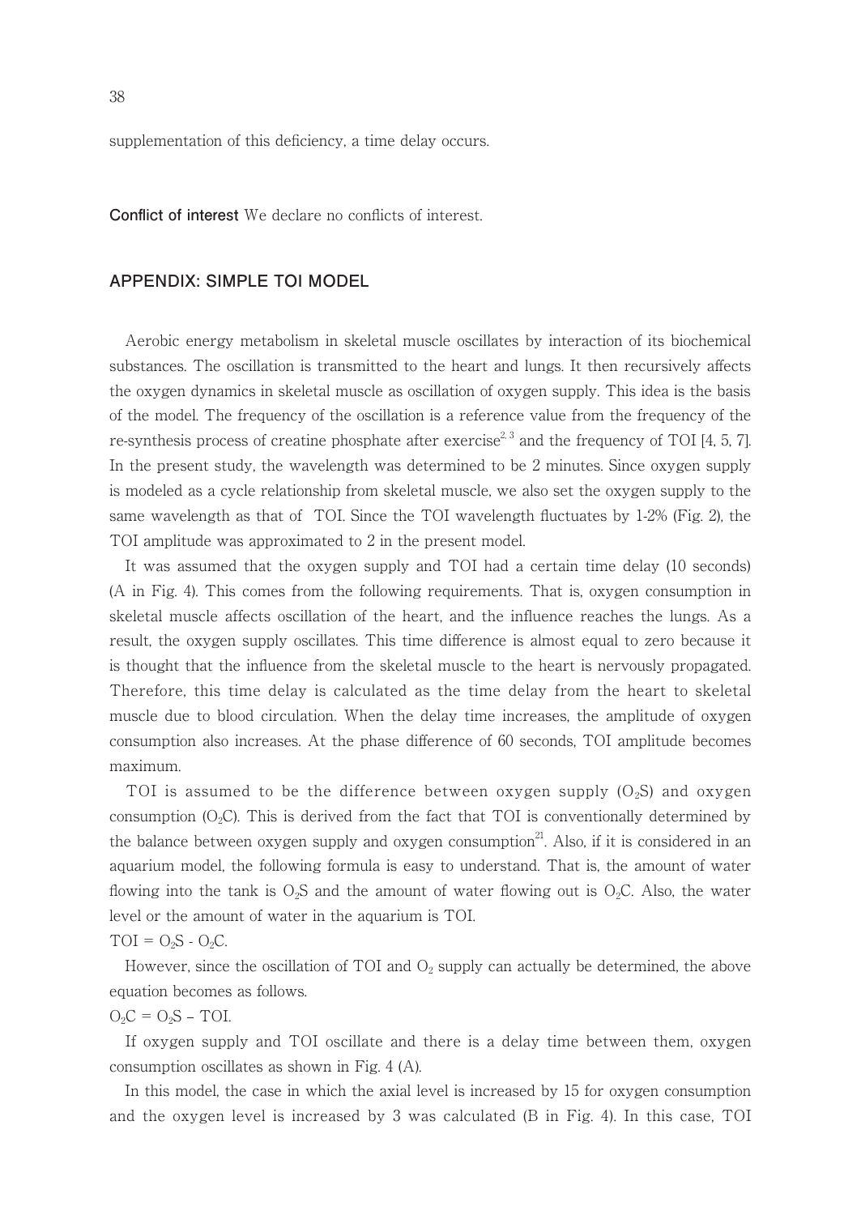supplementation of this deficiency, a time delay occurs.

**Conflict of interest** We declare no conflicts of interest.

## APPENDIX: SIMPLE TOI MODEL

Aerobic energy metabolism in skeletal muscle oscillates by interaction of its biochemical substances. The oscillation is transmitted to the heart and lungs. It then recursively affects the oxygen dynamics in skeletal muscle as oscillation of oxygen supply. This idea is the basis of the model. The frequency of the oscillation is a reference value from the frequency of the re-synthesis process of creatine phosphate after exercise[2, 3] and the frequency of TOI [4, 5, 7]. In the present study, the wavelength was determined to be 2 minutes. Since oxygen supply is modeled as a cycle relationship from skeletal muscle, we also set the oxygen supply to the same wavelength as that of TOI. Since the TOI wavelength fluctuates by 1-2% (Fig. 2), the TOI amplitude was approximated to 2 in the present model.

It was assumed that the oxygen supply and TOI had a certain time delay (10 seconds) (A in Fig. 4). This comes from the following requirements. That is, oxygen consumption in skeletal muscle affects oscillation of the heart, and the influence reaches the lungs. As a result, the oxygen supply oscillates. This time difference is almost equal to zero because it is thought that the influence from the skeletal muscle to the heart is nervously propagated. Therefore, this time delay is calculated as the time delay from the heart to skeletal muscle due to blood circulation. When the delay time increases, the amplitude of oxygen consumption also increases. At the phase difference of 60 seconds, TOI amplitude becomes maximum.

TOI is assumed to be the difference between oxygen supply ($O_2S$) and oxygen consumption ($O_2C$). This is derived from the fact that TOI is conventionally determined by the balance between oxygen supply and oxygen consumption[21]. Also, if it is considered in an aquarium model, the following formula is easy to understand. That is, the amount of water flowing into the tank is $O_2S$ and the amount of water flowing out is $O_2C$. Also, the water level or the amount of water in the aquarium is TOI.

$$TOI = O_2S - O_2C.$$

However, since the oscillation of TOI and $O_2$ supply can actually be determined, the above equation becomes as follows.

$$O_2C = O_2S - TOI.$$

If oxygen supply and TOI oscillate and there is a delay time between them, oxygen consumption oscillates as shown in Fig. 4 (A).

In this model, the case in which the axial level is increased by 15 for oxygen consumption and the oxygen level is increased by 3 was calculated (B in Fig. 4). In this case, TOI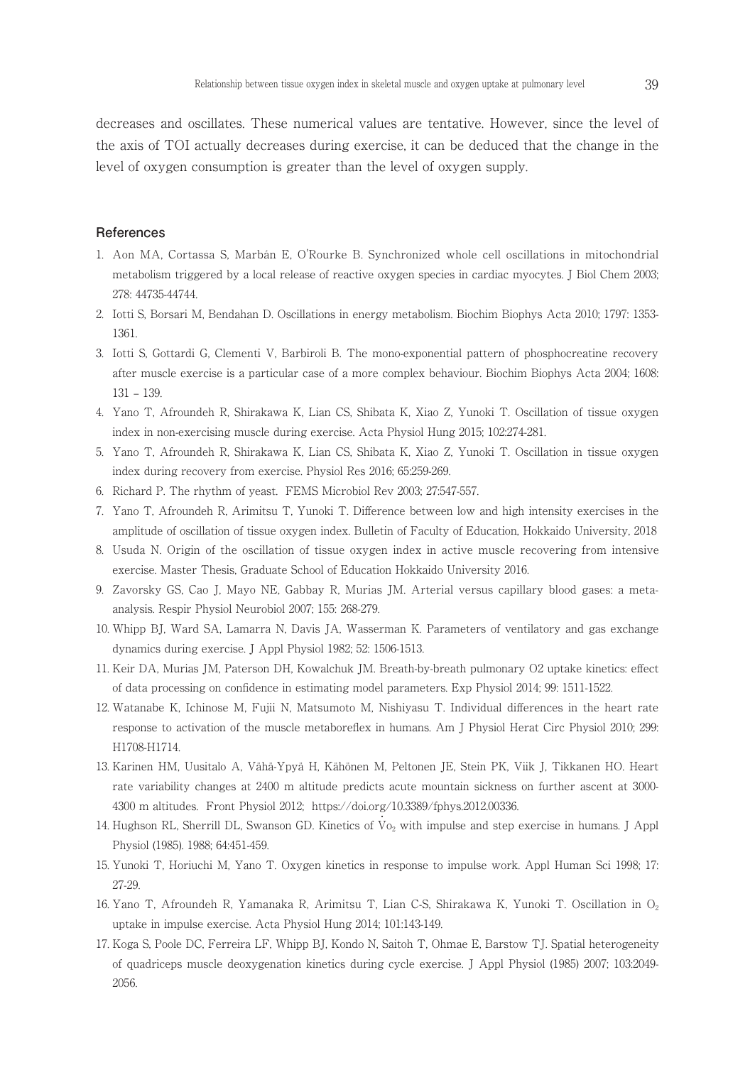decreases and oscillates. These numerical values are tentative. However, since the level of the axis of TOI actually decreases during exercise, it can be deduced that the change in the level of oxygen consumption is greater than the level of oxygen supply.

## References

1. Aon MA, Cortassa S, Marbán E, O'Rourke B. Synchronized whole cell oscillations in mitochondrial metabolism triggered by a local release of reactive oxygen species in cardiac myocytes. J Biol Chem 2003; 278: 44735-44744.
2. Iotti S, Borsari M, Bendahan D. Oscillations in energy metabolism. Biochim Biophys Acta 2010; 1797: 1353-1361.
3. Iotti S, Gottardi G, Clementi V, Barbiroli B. The mono-exponential pattern of phosphocreatine recovery after muscle exercise is a particular case of a more complex behaviour. Biochim Biophys Acta 2004; 1608: 131 – 139.
4. Yano T, Afroundeh R, Shirakawa K, Lian CS, Shibata K, Xiao Z, Yunoki T. Oscillation of tissue oxygen index in non-exercising muscle during exercise. Acta Physiol Hung 2015; 102:274-281.
5. Yano T, Afroundeh R, Shirakawa K, Lian CS, Shibata K, Xiao Z, Yunoki T. Oscillation in tissue oxygen index during recovery from exercise. Physiol Res 2016; 65:259-269.
6. Richard P. The rhythm of yeast. FEMS Microbiol Rev 2003; 27:547-557.
7. Yano T, Afroundeh R, Arimitsu T, Yunoki T. Difference between low and high intensity exercises in the amplitude of oscillation of tissue oxygen index. Bulletin of Faculty of Education, Hokkaido University, 2018
8. Usuda N. Origin of the oscillation of tissue oxygen index in active muscle recovering from intensive exercise. Master Thesis, Graduate School of Education Hokkaido University 2016.
9. Zavorsky GS, Cao J, Mayo NE, Gabbay R, Murias JM. Arterial versus capillary blood gases: a meta-analysis. Respir Physiol Neurobiol 2007; 155: 268-279.
10. Whipp BJ, Ward SA, Lamarra N, Davis JA, Wasserman K. Parameters of ventilatory and gas exchange dynamics during exercise. J Appl Physiol 1982; 52: 1506-1513.
11. Keir DA, Murias JM, Paterson DH, Kowalchuk JM. Breath-by-breath pulmonary O2 uptake kinetics: effect of data processing on confidence in estimating model parameters. Exp Physiol 2014; 99: 1511-1522.
12. Watanabe K, Ichinose M, Fujii N, Matsumoto M, Nishiyasu T. Individual differences in the heart rate response to activation of the muscle metaboreflex in humans. Am J Physiol Herat Circ Physiol 2010; 299: H1708-H1714.
13. Karinen HM, Uusitalo A, Vähä-Ypyä H, Kähönen M, Peltonen JE, Stein PK, Viik J, Tikkanen HO. Heart rate variability changes at 2400 m altitude predicts acute mountain sickness on further ascent at 3000-4300 m altitudes. Front Physiol 2012; https://doi.org/10.3389/fphys.2012.00336.
14. Hughson RL, Sherrill DL, Swanson GD. Kinetics of $\dot{V}o_2$ with impulse and step exercise in humans. J Appl Physiol (1985). 1988; 64:451-459.
15. Yunoki T, Horiuchi M, Yano T. Oxygen kinetics in response to impulse work. Appl Human Sci 1998; 17: 27-29.
16. Yano T, Afroundeh R, Yamanaka R, Arimitsu T, Lian C-S, Shirakawa K, Yunoki T. Oscillation in $O_2$ uptake in impulse exercise. Acta Physiol Hung 2014; 101:143-149.
17. Koga S, Poole DC, Ferreira LF, Whipp BJ, Kondo N, Saitoh T, Ohmae E, Barstow TJ. Spatial heterogeneity of quadriceps muscle deoxygenation kinetics during cycle exercise. J Appl Physiol (1985) 2007; 103:2049-2056.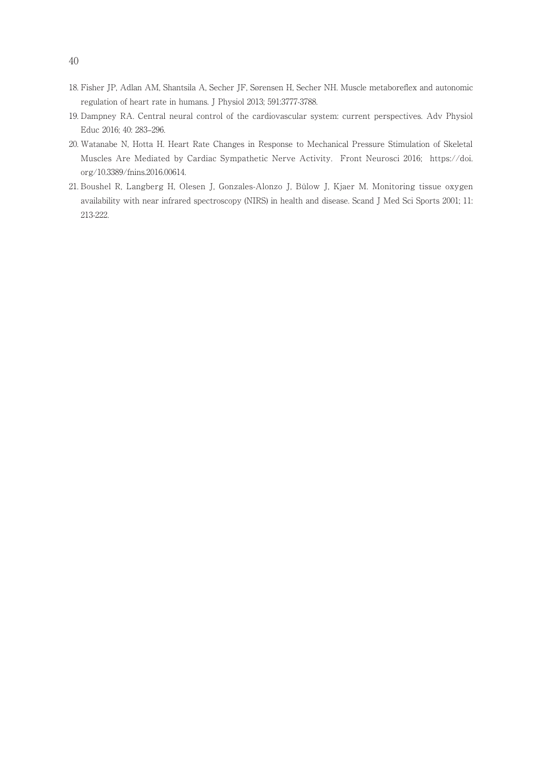18. Fisher JP, Adlan AM, Shantsila A, Secher JF, Sørensen H, Secher NH. Muscle metaboreflex and autonomic regulation of heart rate in humans. J Physiol 2013; 591:3777-3788.
19. Dampney RA. Central neural control of the cardiovascular system: current perspectives. Adv Physiol Educ 2016; 40: 283–296.
20. Watanabe N, Hotta H. Heart Rate Changes in Response to Mechanical Pressure Stimulation of Skeletal Muscles Are Mediated by Cardiac Sympathetic Nerve Activity. Front Neurosci 2016; https://doi.org/10.3389/fnins.2016.00614.
21. Boushel R, Langberg H, Olesen J, Gonzales-Alonzo J, Bülow J, Kjaer M. Monitoring tissue oxygen availability with near infrared spectroscopy (NIRS) in health and disease. Scand J Med Sci Sports 2001; 11: 213-222.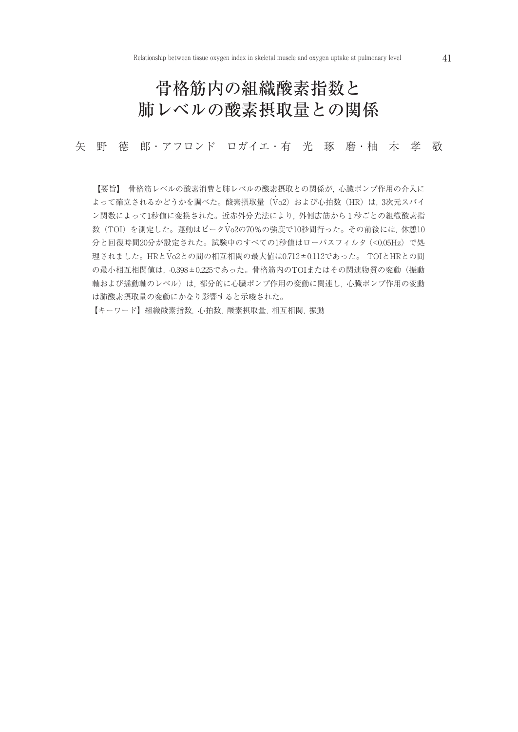# 骨格筋内の組織酸素指数と肺レベルの酸素摂取量との関係

矢 野 徳 郎・アフロンド ロガイエ・有 光 琢 磨・柚 木 孝 敬

【要旨】 骨格筋レベルの酸素消費と肺レベルの酸素摂取との関係が，心臓ポンプ作用の介入によって確立されるかどうかを調べた。酸素摂取量（$\dot{V}$o2）および心拍数（HR）は，3次元スパイン関数によって1秒値に変換された。近赤外分光法により，外側広筋から１秒ごとの組織酸素指数（TOI）を測定した。運動はピーク$\dot{V}$o2の70％の強度で10秒間行った。その前後には，休憩10分と回復時間20分が設定された。試験中のすべての1秒値はローパスフィルタ（<0.05Hz）で処理されました。HRと$\dot{V}$o2との間の相互相関の最大値は0.712±0.112であった。 TOIとHRとの間の最小相互相関値は，-0.398±0.225であった。骨格筋内のTOIまたはその関連物質の変動（振動軸および揺動軸のレベル）は，部分的に心臓ポンプ作用の変動に関連し，心臓ポンプ作用の変動は肺酸素摂取量の変動にかなり影響すると示唆された。

【キーワード】組織酸素指数，心拍数，酸素摂取量，相互相関，振動